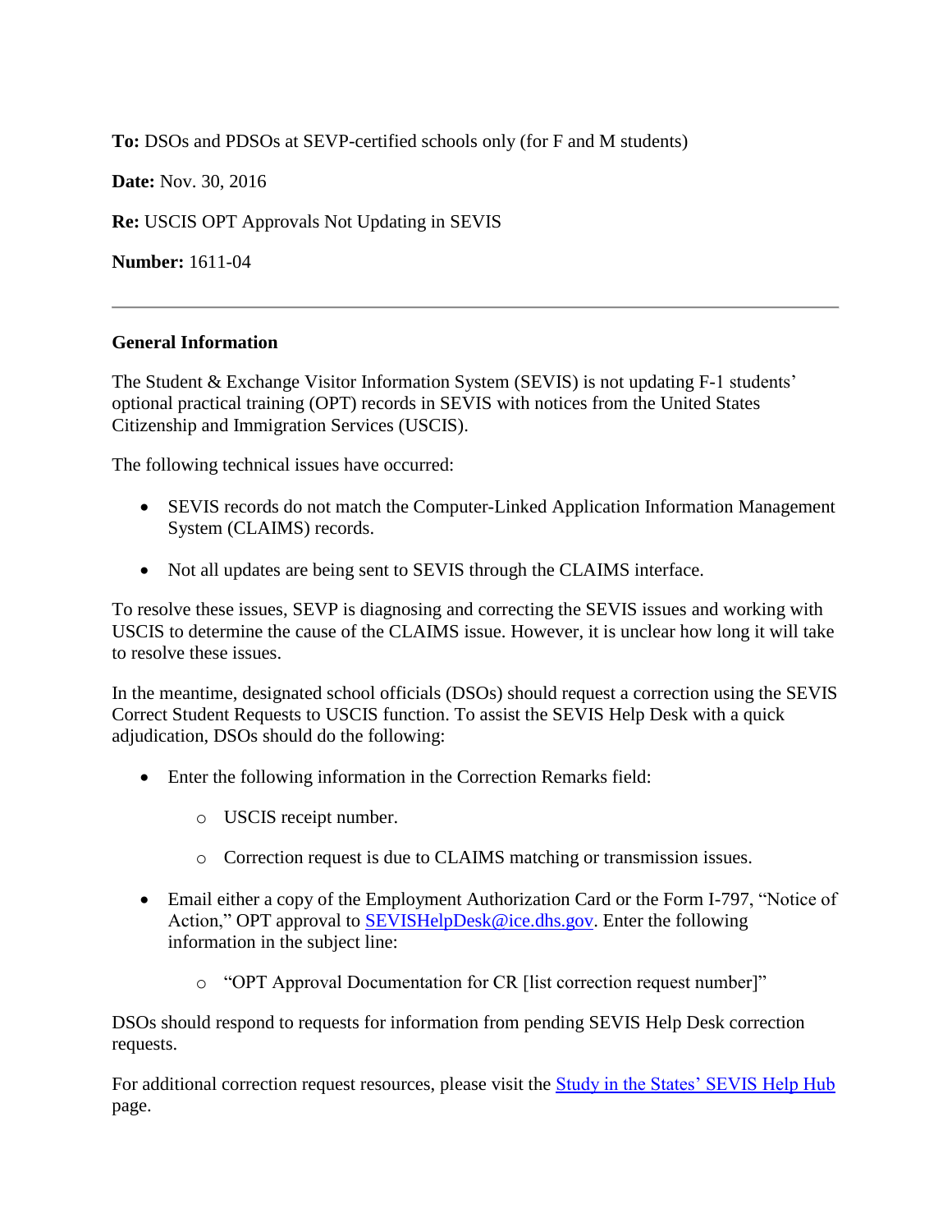**To:** DSOs and PDSOs at SEVP-certified schools only (for F and M students)

**Date:** Nov. 30, 2016

**Re:** USCIS OPT Approvals Not Updating in SEVIS

**Number:** 1611-04

---

## General Information

The Student & Exchange Visitor Information System (SEVIS) is not updating F-1 students' optional practical training (OPT) records in SEVIS with notices from the United States Citizenship and Immigration Services (USCIS).

The following technical issues have occurred:

- SEVIS records do not match the Computer-Linked Application Information Management System (CLAIMS) records.
- Not all updates are being sent to SEVIS through the CLAIMS interface.

To resolve these issues, SEVP is diagnosing and correcting the SEVIS issues and working with USCIS to determine the cause of the CLAIMS issue. However, it is unclear how long it will take to resolve these issues.

In the meantime, designated school officials (DSOs) should request a correction using the SEVIS Correct Student Requests to USCIS function. To assist the SEVIS Help Desk with a quick adjudication, DSOs should do the following:

- Enter the following information in the Correction Remarks field:
  - USCIS receipt number.
  - Correction request is due to CLAIMS matching or transmission issues.
- Email either a copy of the Employment Authorization Card or the Form I-797, "Notice of Action," OPT approval to SEVISHelpDesk@ice.dhs.gov. Enter the following information in the subject line:
  - "OPT Approval Documentation for CR [list correction request number]"

DSOs should respond to requests for information from pending SEVIS Help Desk correction requests.

For additional correction request resources, please visit the Study in the States' SEVIS Help Hub page.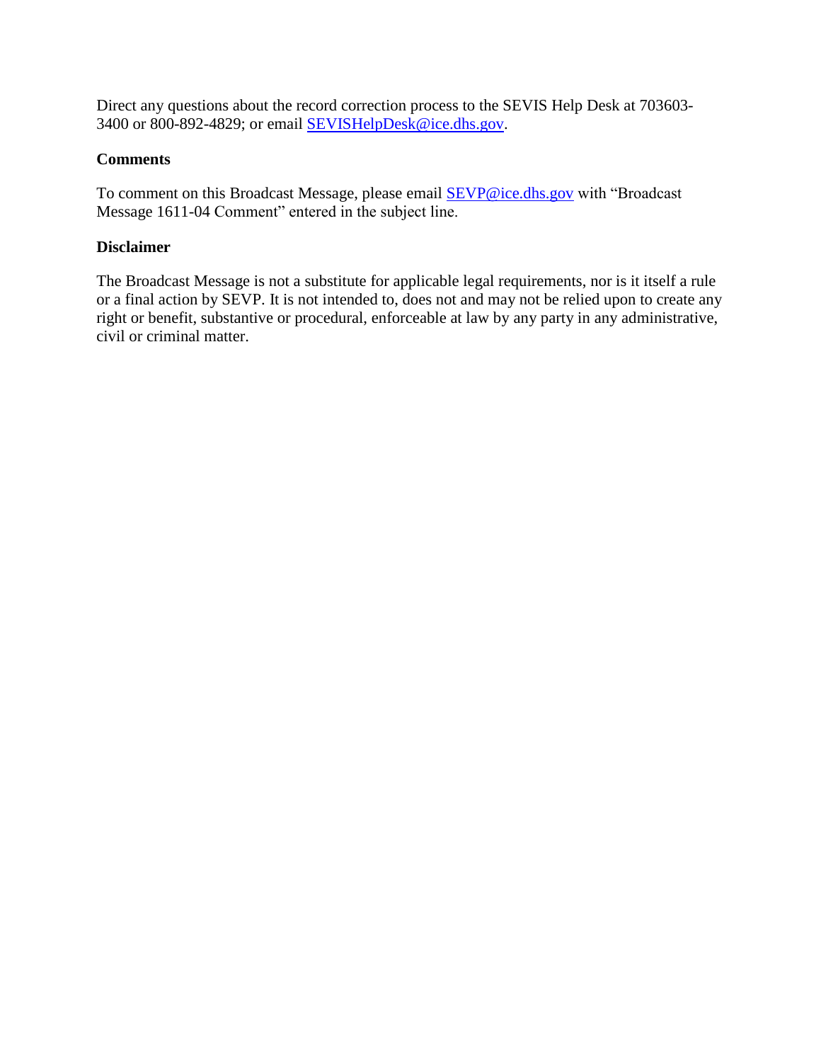Direct any questions about the record correction process to the SEVIS Help Desk at 703603-3400 or 800-892-4829; or email SEVISHelpDesk@ice.dhs.gov.

**Comments**

To comment on this Broadcast Message, please email SEVP@ice.dhs.gov with "Broadcast Message 1611-04 Comment" entered in the subject line.

**Disclaimer**

The Broadcast Message is not a substitute for applicable legal requirements, nor is it itself a rule or a final action by SEVP. It is not intended to, does not and may not be relied upon to create any right or benefit, substantive or procedural, enforceable at law by any party in any administrative, civil or criminal matter.